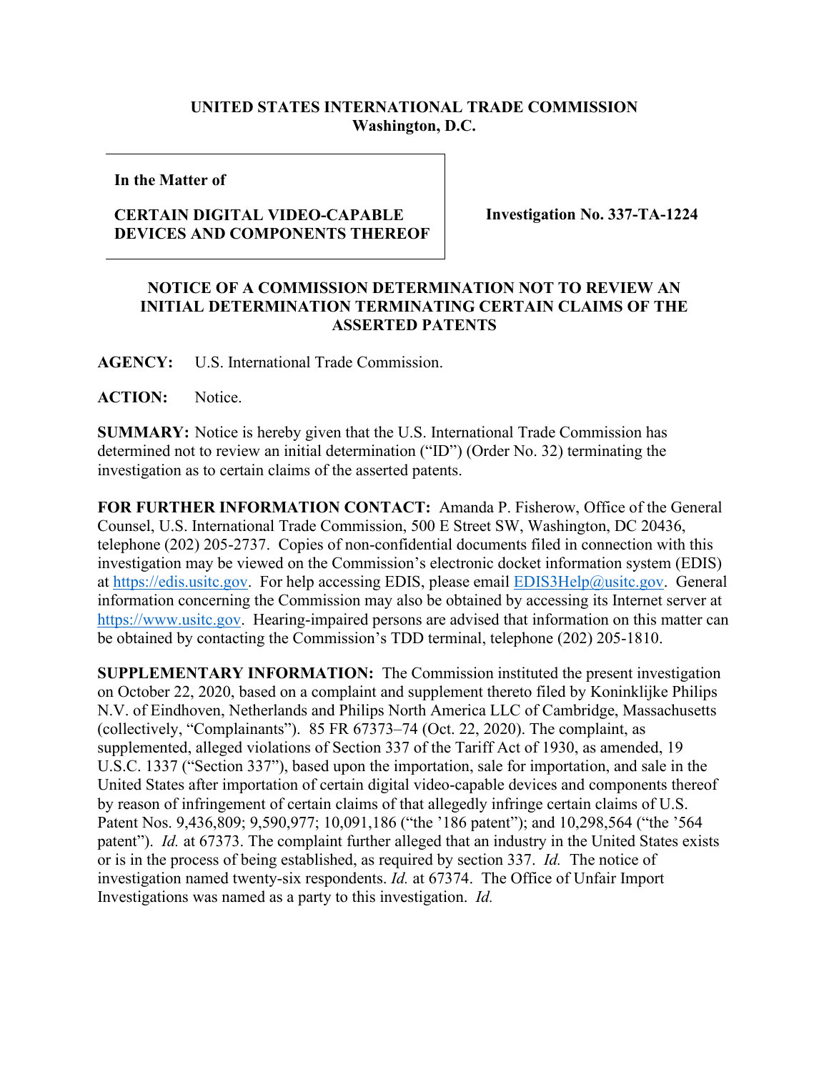**UNITED STATES INTERNATIONAL TRADE COMMISSION**
**Washington, D.C.**

| In the Matter of<br><br>**CERTAIN DIGITAL VIDEO-CAPABLE DEVICES AND COMPONENTS THEREOF** | **Investigation No. 337-TA-1224** |
|---|---|

**In the Matter of**

**CERTAIN DIGITAL VIDEO-CAPABLE DEVICES AND COMPONENTS THEREOF**

**Investigation No. 337-TA-1224**

## NOTICE OF A COMMISSION DETERMINATION NOT TO REVIEW AN INITIAL DETERMINATION TERMINATING CERTAIN CLAIMS OF THE ASSERTED PATENTS

**AGENCY:** U.S. International Trade Commission.

**ACTION:** Notice.

**SUMMARY:** Notice is hereby given that the U.S. International Trade Commission has determined not to review an initial determination ("ID") (Order No. 32) terminating the investigation as to certain claims of the asserted patents.

**FOR FURTHER INFORMATION CONTACT:** Amanda P. Fisherow, Office of the General Counsel, U.S. International Trade Commission, 500 E Street SW, Washington, DC 20436, telephone (202) 205-2737. Copies of non-confidential documents filed in connection with this investigation may be viewed on the Commission's electronic docket information system (EDIS) at https://edis.usitc.gov. For help accessing EDIS, please email EDIS3Help@usitc.gov. General information concerning the Commission may also be obtained by accessing its Internet server at https://www.usitc.gov. Hearing-impaired persons are advised that information on this matter can be obtained by contacting the Commission's TDD terminal, telephone (202) 205-1810.

**SUPPLEMENTARY INFORMATION:** The Commission instituted the present investigation on October 22, 2020, based on a complaint and supplement thereto filed by Koninklijke Philips N.V. of Eindhoven, Netherlands and Philips North America LLC of Cambridge, Massachusetts (collectively, "Complainants"). 85 FR 67373–74 (Oct. 22, 2020). The complaint, as supplemented, alleged violations of Section 337 of the Tariff Act of 1930, as amended, 19 U.S.C. 1337 ("Section 337"), based upon the importation, sale for importation, and sale in the United States after importation of certain digital video-capable devices and components thereof by reason of infringement of certain claims of that allegedly infringe certain claims of U.S. Patent Nos. 9,436,809; 9,590,977; 10,091,186 ("the '186 patent"); and 10,298,564 ("the '564 patent"). *Id.* at 67373. The complaint further alleged that an industry in the United States exists or is in the process of being established, as required by section 337. *Id.* The notice of investigation named twenty-six respondents. *Id.* at 67374. The Office of Unfair Import Investigations was named as a party to this investigation. *Id.*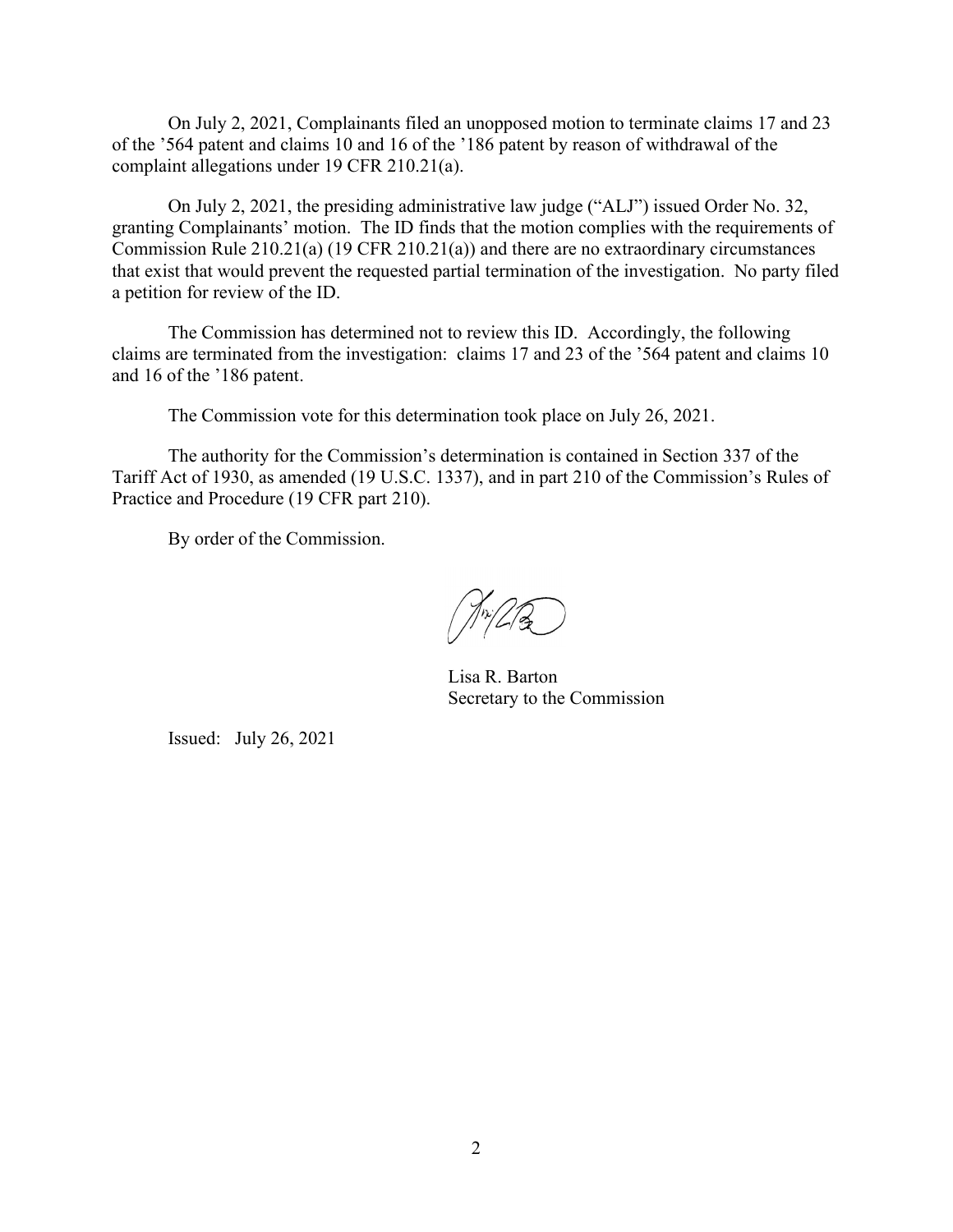On July 2, 2021, Complainants filed an unopposed motion to terminate claims 17 and 23 of the '564 patent and claims 10 and 16 of the '186 patent by reason of withdrawal of the complaint allegations under 19 CFR 210.21(a).

On July 2, 2021, the presiding administrative law judge ("ALJ") issued Order No. 32, granting Complainants' motion. The ID finds that the motion complies with the requirements of Commission Rule 210.21(a) (19 CFR 210.21(a)) and there are no extraordinary circumstances that exist that would prevent the requested partial termination of the investigation. No party filed a petition for review of the ID.

The Commission has determined not to review this ID. Accordingly, the following claims are terminated from the investigation: claims 17 and 23 of the '564 patent and claims 10 and 16 of the '186 patent.

The Commission vote for this determination took place on July 26, 2021.

The authority for the Commission's determination is contained in Section 337 of the Tariff Act of 1930, as amended (19 U.S.C. 1337), and in part 210 of the Commission's Rules of Practice and Procedure (19 CFR part 210).

By order of the Commission.

Lisa R. Barton
Secretary to the Commission

Issued: July 26, 2021